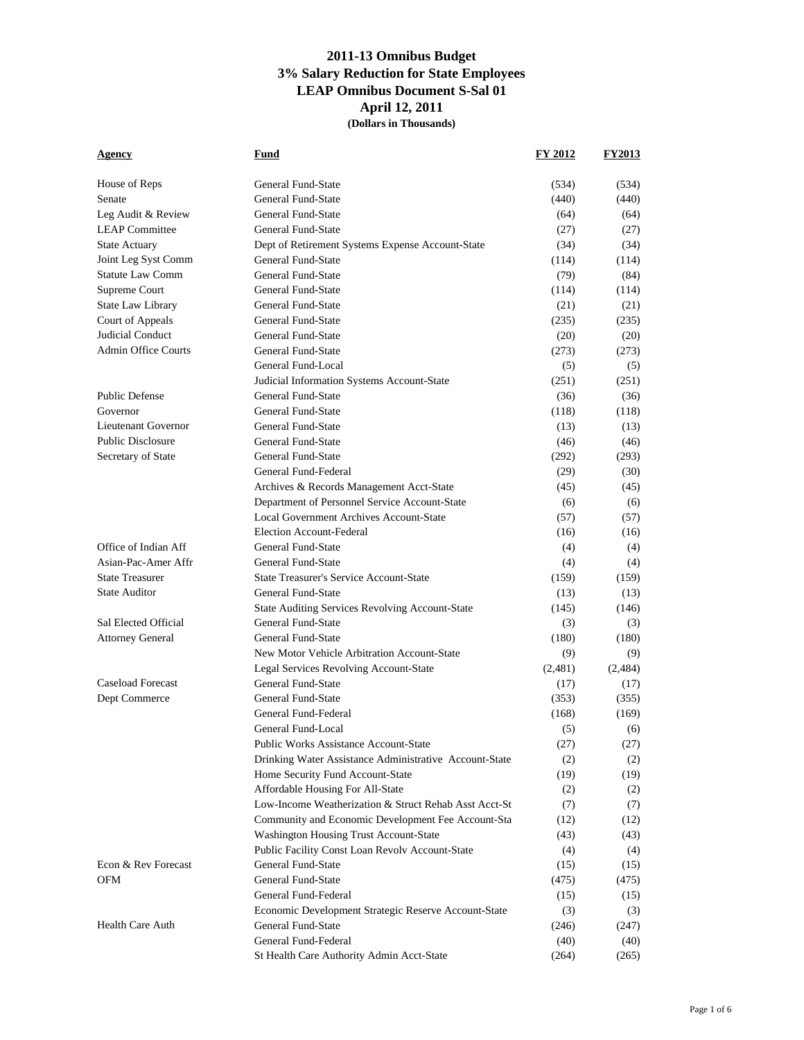# 2011-13 Omnibus Budget
## 3% Salary Reduction for State Employees
## LEAP Omnibus Document S-Sal 01
## April 12, 2011
**(Dollars in Thousands)**

| Agency | Fund | FY 2012 | FY2013 |
|---|---|---|---|
| House of Reps | General Fund-State | (534) | (534) |
| Senate | General Fund-State | (440) | (440) |
| Leg Audit & Review | General Fund-State | (64) | (64) |
| LEAP Committee | General Fund-State | (27) | (27) |
| State Actuary | Dept of Retirement Systems Expense Account-State | (34) | (34) |
| Joint Leg Syst Comm | General Fund-State | (114) | (114) |
| Statute Law Comm | General Fund-State | (79) | (84) |
| Supreme Court | General Fund-State | (114) | (114) |
| State Law Library | General Fund-State | (21) | (21) |
| Court of Appeals | General Fund-State | (235) | (235) |
| Judicial Conduct | General Fund-State | (20) | (20) |
| Admin Office Courts | General Fund-State | (273) | (273) |
| | General Fund-Local | (5) | (5) |
| | Judicial Information Systems Account-State | (251) | (251) |
| Public Defense | General Fund-State | (36) | (36) |
| Governor | General Fund-State | (118) | (118) |
| Lieutenant Governor | General Fund-State | (13) | (13) |
| Public Disclosure | General Fund-State | (46) | (46) |
| Secretary of State | General Fund-State | (292) | (293) |
| | General Fund-Federal | (29) | (30) |
| | Archives & Records Management Acct-State | (45) | (45) |
| | Department of Personnel Service Account-State | (6) | (6) |
| | Local Government Archives Account-State | (57) | (57) |
| | Election Account-Federal | (16) | (16) |
| Office of Indian Aff | General Fund-State | (4) | (4) |
| Asian-Pac-Amer Affr | General Fund-State | (4) | (4) |
| State Treasurer | State Treasurer's Service Account-State | (159) | (159) |
| State Auditor | General Fund-State | (13) | (13) |
| | State Auditing Services Revolving Account-State | (145) | (146) |
| Sal Elected Official | General Fund-State | (3) | (3) |
| Attorney General | General Fund-State | (180) | (180) |
| | New Motor Vehicle Arbitration Account-State | (9) | (9) |
| | Legal Services Revolving Account-State | (2,481) | (2,484) |
| Caseload Forecast | General Fund-State | (17) | (17) |
| Dept Commerce | General Fund-State | (353) | (355) |
| | General Fund-Federal | (168) | (169) |
| | General Fund-Local | (5) | (6) |
| | Public Works Assistance Account-State | (27) | (27) |
| | Drinking Water Assistance Administrative Account-State | (2) | (2) |
| | Home Security Fund Account-State | (19) | (19) |
| | Affordable Housing For All-State | (2) | (2) |
| | Low-Income Weatherization & Struct Rehab Asst Acct-St | (7) | (7) |
| | Community and Economic Development Fee Account-Sta | (12) | (12) |
| | Washington Housing Trust Account-State | (43) | (43) |
| | Public Facility Const Loan Revolv Account-State | (4) | (4) |
| Econ & Rev Forecast | General Fund-State | (15) | (15) |
| OFM | General Fund-State | (475) | (475) |
| | General Fund-Federal | (15) | (15) |
| | Economic Development Strategic Reserve Account-State | (3) | (3) |
| Health Care Auth | General Fund-State | (246) | (247) |
| | General Fund-Federal | (40) | (40) |
| | St Health Care Authority Admin Acct-State | (264) | (265) |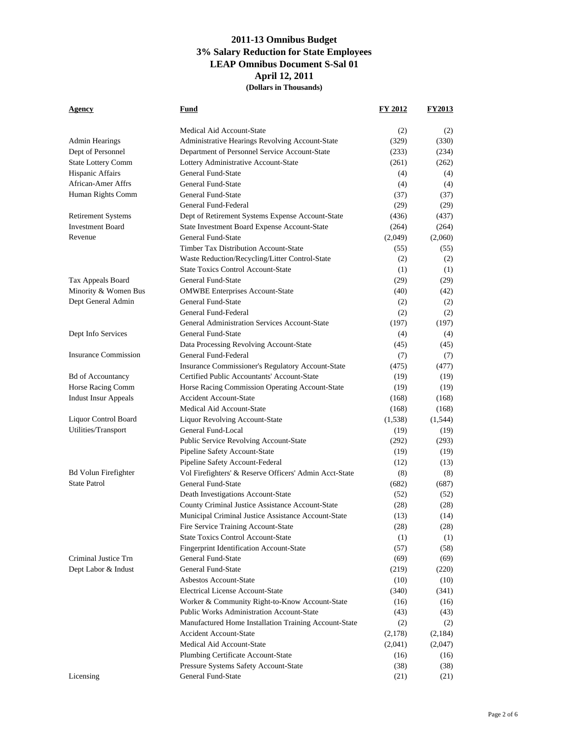# 2011-13 Omnibus Budget
## 3% Salary Reduction for State Employees
## LEAP Omnibus Document S-Sal 01
## April 12, 2011
**(Dollars in Thousands)**

| Agency | Fund | FY 2012 | FY2013 |
|---|---|---|---|
| | Medical Aid Account-State | (2) | (2) |
| Admin Hearings | Administrative Hearings Revolving Account-State | (329) | (330) |
| Dept of Personnel | Department of Personnel Service Account-State | (233) | (234) |
| State Lottery Comm | Lottery Administrative Account-State | (261) | (262) |
| Hispanic Affairs | General Fund-State | (4) | (4) |
| African-Amer Affrs | General Fund-State | (4) | (4) |
| Human Rights Comm | General Fund-State | (37) | (37) |
| | General Fund-Federal | (29) | (29) |
| Retirement Systems | Dept of Retirement Systems Expense Account-State | (436) | (437) |
| Investment Board | State Investment Board Expense Account-State | (264) | (264) |
| Revenue | General Fund-State | (2,049) | (2,060) |
| | Timber Tax Distribution Account-State | (55) | (55) |
| | Waste Reduction/Recycling/Litter Control-State | (2) | (2) |
| | State Toxics Control Account-State | (1) | (1) |
| Tax Appeals Board | General Fund-State | (29) | (29) |
| Minority & Women Bus | OMWBE Enterprises Account-State | (40) | (42) |
| Dept General Admin | General Fund-State | (2) | (2) |
| | General Fund-Federal | (2) | (2) |
| | General Administration Services Account-State | (197) | (197) |
| Dept Info Services | General Fund-State | (4) | (4) |
| | Data Processing Revolving Account-State | (45) | (45) |
| Insurance Commission | General Fund-Federal | (7) | (7) |
| | Insurance Commissioner's Regulatory Account-State | (475) | (477) |
| Bd of Accountancy | Certified Public Accountants' Account-State | (19) | (19) |
| Horse Racing Comm | Horse Racing Commission Operating Account-State | (19) | (19) |
| Indust Insur Appeals | Accident Account-State | (168) | (168) |
| | Medical Aid Account-State | (168) | (168) |
| Liquor Control Board | Liquor Revolving Account-State | (1,538) | (1,544) |
| Utilities/Transport | General Fund-Local | (19) | (19) |
| | Public Service Revolving Account-State | (292) | (293) |
| | Pipeline Safety Account-State | (19) | (19) |
| | Pipeline Safety Account-Federal | (12) | (13) |
| Bd Volun Firefighter | Vol Firefighters' & Reserve Officers' Admin Acct-State | (8) | (8) |
| State Patrol | General Fund-State | (682) | (687) |
| | Death Investigations Account-State | (52) | (52) |
| | County Criminal Justice Assistance Account-State | (28) | (28) |
| | Municipal Criminal Justice Assistance Account-State | (13) | (14) |
| | Fire Service Training Account-State | (28) | (28) |
| | State Toxics Control Account-State | (1) | (1) |
| | Fingerprint Identification Account-State | (57) | (58) |
| Criminal Justice Trn | General Fund-State | (69) | (69) |
| Dept Labor & Indust | General Fund-State | (219) | (220) |
| | Asbestos Account-State | (10) | (10) |
| | Electrical License Account-State | (340) | (341) |
| | Worker & Community Right-to-Know Account-State | (16) | (16) |
| | Public Works Administration Account-State | (43) | (43) |
| | Manufactured Home Installation Training Account-State | (2) | (2) |
| | Accident Account-State | (2,178) | (2,184) |
| | Medical Aid Account-State | (2,041) | (2,047) |
| | Plumbing Certificate Account-State | (16) | (16) |
| | Pressure Systems Safety Account-State | (38) | (38) |
| Licensing | General Fund-State | (21) | (21) |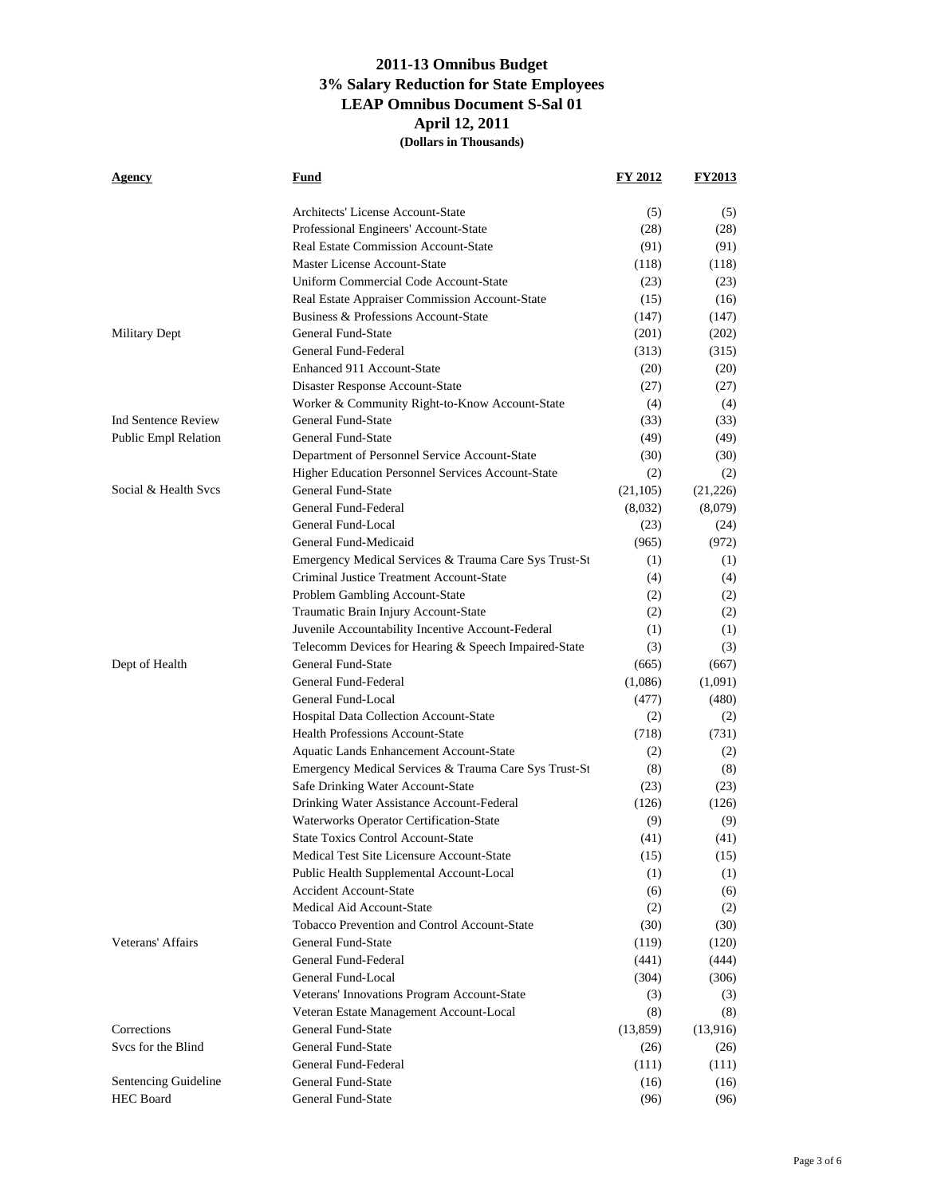# 2011-13 Omnibus Budget
## 3% Salary Reduction for State Employees
## LEAP Omnibus Document S-Sal 01
## April 12, 2011
**(Dollars in Thousands)**

| Agency | Fund | FY 2012 | FY2013 |
|---|---|---|---|
| | Architects' License Account-State | (5) | (5) |
| | Professional Engineers' Account-State | (28) | (28) |
| | Real Estate Commission Account-State | (91) | (91) |
| | Master License Account-State | (118) | (118) |
| | Uniform Commercial Code Account-State | (23) | (23) |
| | Real Estate Appraiser Commission Account-State | (15) | (16) |
| | Business & Professions Account-State | (147) | (147) |
| Military Dept | General Fund-State | (201) | (202) |
| | General Fund-Federal | (313) | (315) |
| | Enhanced 911 Account-State | (20) | (20) |
| | Disaster Response Account-State | (27) | (27) |
| | Worker & Community Right-to-Know Account-State | (4) | (4) |
| Ind Sentence Review | General Fund-State | (33) | (33) |
| Public Empl Relation | General Fund-State | (49) | (49) |
| | Department of Personnel Service Account-State | (30) | (30) |
| | Higher Education Personnel Services Account-State | (2) | (2) |
| Social & Health Svcs | General Fund-State | (21,105) | (21,226) |
| | General Fund-Federal | (8,032) | (8,079) |
| | General Fund-Local | (23) | (24) |
| | General Fund-Medicaid | (965) | (972) |
| | Emergency Medical Services & Trauma Care Sys Trust-St | (1) | (1) |
| | Criminal Justice Treatment Account-State | (4) | (4) |
| | Problem Gambling Account-State | (2) | (2) |
| | Traumatic Brain Injury Account-State | (2) | (2) |
| | Juvenile Accountability Incentive Account-Federal | (1) | (1) |
| | Telecomm Devices for Hearing & Speech Impaired-State | (3) | (3) |
| Dept of Health | General Fund-State | (665) | (667) |
| | General Fund-Federal | (1,086) | (1,091) |
| | General Fund-Local | (477) | (480) |
| | Hospital Data Collection Account-State | (2) | (2) |
| | Health Professions Account-State | (718) | (731) |
| | Aquatic Lands Enhancement Account-State | (2) | (2) |
| | Emergency Medical Services & Trauma Care Sys Trust-St | (8) | (8) |
| | Safe Drinking Water Account-State | (23) | (23) |
| | Drinking Water Assistance Account-Federal | (126) | (126) |
| | Waterworks Operator Certification-State | (9) | (9) |
| | State Toxics Control Account-State | (41) | (41) |
| | Medical Test Site Licensure Account-State | (15) | (15) |
| | Public Health Supplemental Account-Local | (1) | (1) |
| | Accident Account-State | (6) | (6) |
| | Medical Aid Account-State | (2) | (2) |
| | Tobacco Prevention and Control Account-State | (30) | (30) |
| Veterans' Affairs | General Fund-State | (119) | (120) |
| | General Fund-Federal | (441) | (444) |
| | General Fund-Local | (304) | (306) |
| | Veterans' Innovations Program Account-State | (3) | (3) |
| | Veteran Estate Management Account-Local | (8) | (8) |
| Corrections | General Fund-State | (13,859) | (13,916) |
| Svcs for the Blind | General Fund-State | (26) | (26) |
| | General Fund-Federal | (111) | (111) |
| Sentencing Guideline | General Fund-State | (16) | (16) |
| HEC Board | General Fund-State | (96) | (96) |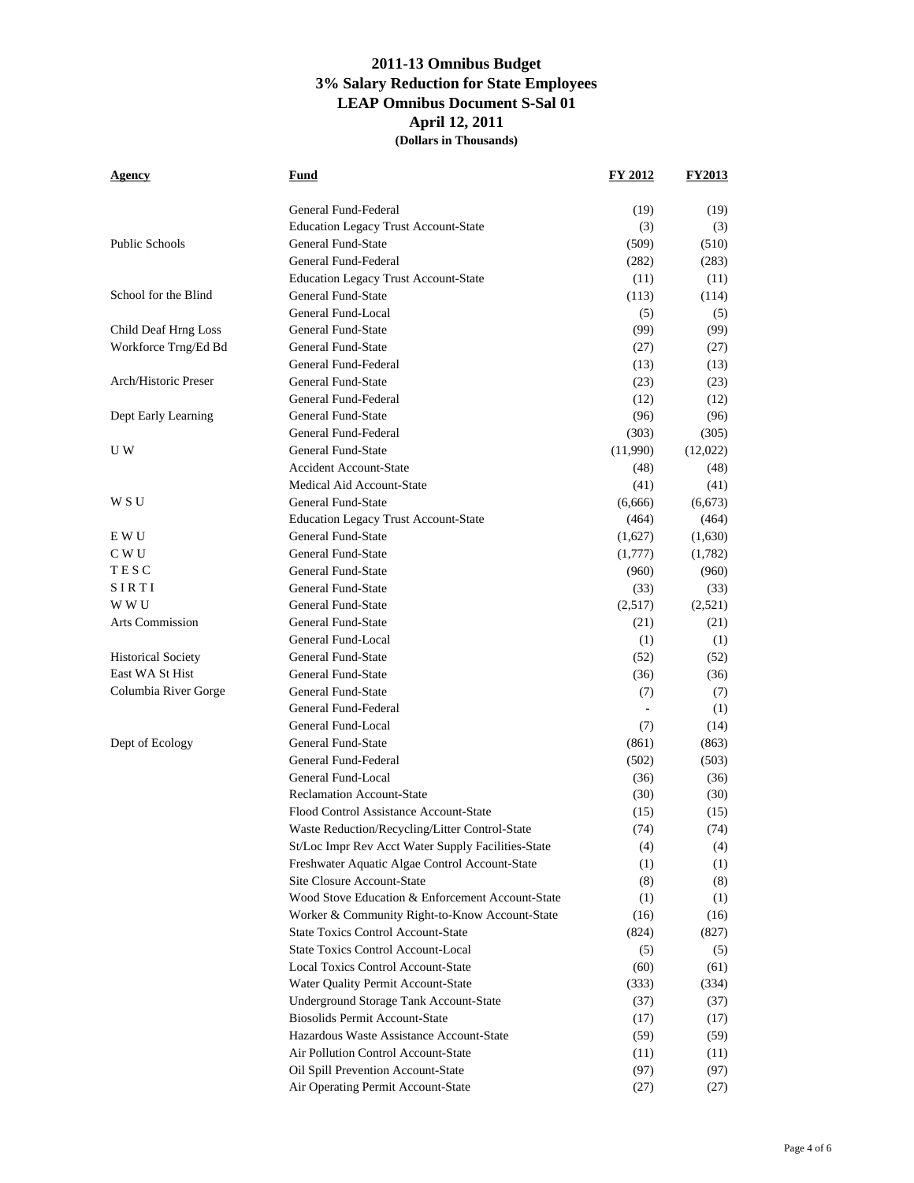# 2011-13 Omnibus Budget
## 3% Salary Reduction for State Employees
## LEAP Omnibus Document S-Sal 01
## April 12, 2011
**(Dollars in Thousands)**

| Agency | Fund | FY 2012 | FY2013 |
|---|---|---|---|
| | General Fund-Federal | (19) | (19) |
| | Education Legacy Trust Account-State | (3) | (3) |
| Public Schools | General Fund-State | (509) | (510) |
| | General Fund-Federal | (282) | (283) |
| | Education Legacy Trust Account-State | (11) | (11) |
| School for the Blind | General Fund-State | (113) | (114) |
| | General Fund-Local | (5) | (5) |
| Child Deaf Hrng Loss | General Fund-State | (99) | (99) |
| Workforce Trng/Ed Bd | General Fund-State | (27) | (27) |
| | General Fund-Federal | (13) | (13) |
| Arch/Historic Preser | General Fund-State | (23) | (23) |
| | General Fund-Federal | (12) | (12) |
| Dept Early Learning | General Fund-State | (96) | (96) |
| | General Fund-Federal | (303) | (305) |
| U W | General Fund-State | (11,990) | (12,022) |
| | Accident Account-State | (48) | (48) |
| | Medical Aid Account-State | (41) | (41) |
| W S U | General Fund-State | (6,666) | (6,673) |
| | Education Legacy Trust Account-State | (464) | (464) |
| E W U | General Fund-State | (1,627) | (1,630) |
| C W U | General Fund-State | (1,777) | (1,782) |
| T E S C | General Fund-State | (960) | (960) |
| S I R T I | General Fund-State | (33) | (33) |
| W W U | General Fund-State | (2,517) | (2,521) |
| Arts Commission | General Fund-State | (21) | (21) |
| | General Fund-Local | (1) | (1) |
| Historical Society | General Fund-State | (52) | (52) |
| East WA St Hist | General Fund-State | (36) | (36) |
| Columbia River Gorge | General Fund-State | (7) | (7) |
| | General Fund-Federal | - | (1) |
| | General Fund-Local | (7) | (14) |
| Dept of Ecology | General Fund-State | (861) | (863) |
| | General Fund-Federal | (502) | (503) |
| | General Fund-Local | (36) | (36) |
| | Reclamation Account-State | (30) | (30) |
| | Flood Control Assistance Account-State | (15) | (15) |
| | Waste Reduction/Recycling/Litter Control-State | (74) | (74) |
| | St/Loc Impr Rev Acct Water Supply Facilities-State | (4) | (4) |
| | Freshwater Aquatic Algae Control Account-State | (1) | (1) |
| | Site Closure Account-State | (8) | (8) |
| | Wood Stove Education & Enforcement Account-State | (1) | (1) |
| | Worker & Community Right-to-Know Account-State | (16) | (16) |
| | State Toxics Control Account-State | (824) | (827) |
| | State Toxics Control Account-Local | (5) | (5) |
| | Local Toxics Control Account-State | (60) | (61) |
| | Water Quality Permit Account-State | (333) | (334) |
| | Underground Storage Tank Account-State | (37) | (37) |
| | Biosolids Permit Account-State | (17) | (17) |
| | Hazardous Waste Assistance Account-State | (59) | (59) |
| | Air Pollution Control Account-State | (11) | (11) |
| | Oil Spill Prevention Account-State | (97) | (97) |
| | Air Operating Permit Account-State | (27) | (27) |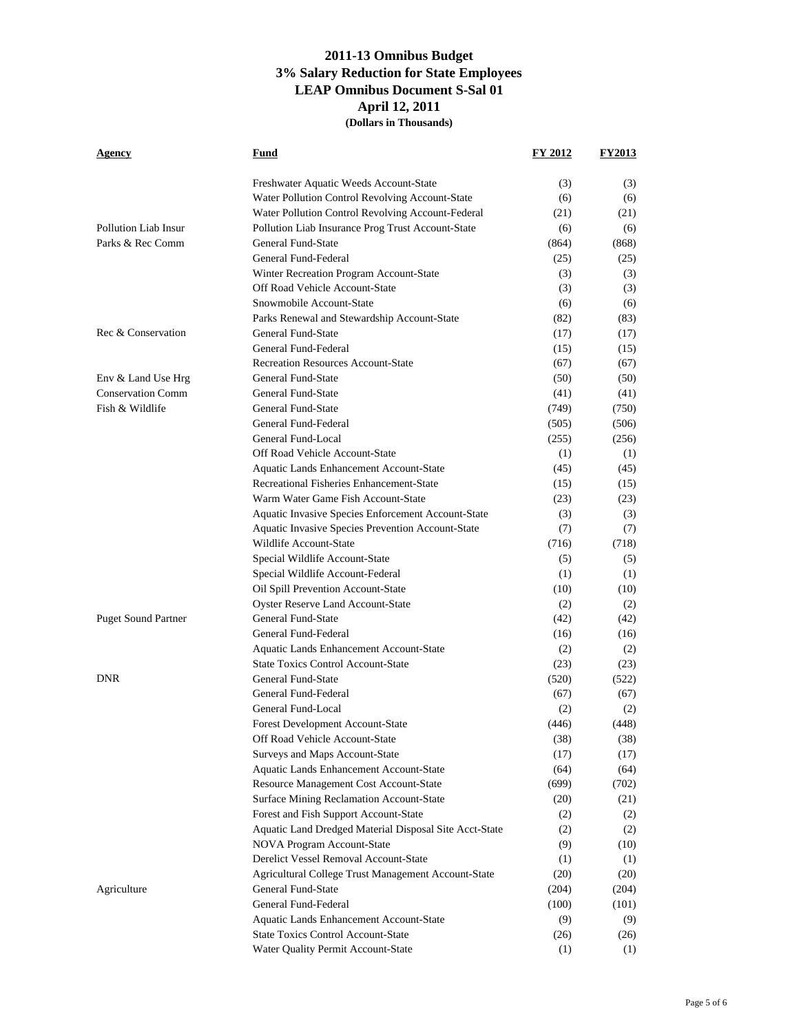**2011-13 Omnibus Budget**
**3% Salary Reduction for State Employees**
**LEAP Omnibus Document S-Sal 01**
**April 12, 2011**
**(Dollars in Thousands)**

| Agency | Fund | FY 2012 | FY2013 |
|---|---|---|---|
| | Freshwater Aquatic Weeds Account-State | (3) | (3) |
| | Water Pollution Control Revolving Account-State | (6) | (6) |
| | Water Pollution Control Revolving Account-Federal | (21) | (21) |
| Pollution Liab Insur | Pollution Liab Insurance Prog Trust Account-State | (6) | (6) |
| Parks & Rec Comm | General Fund-State | (864) | (868) |
| | General Fund-Federal | (25) | (25) |
| | Winter Recreation Program Account-State | (3) | (3) |
| | Off Road Vehicle Account-State | (3) | (3) |
| | Snowmobile Account-State | (6) | (6) |
| | Parks Renewal and Stewardship Account-State | (82) | (83) |
| Rec & Conservation | General Fund-State | (17) | (17) |
| | General Fund-Federal | (15) | (15) |
| | Recreation Resources Account-State | (67) | (67) |
| Env & Land Use Hrg | General Fund-State | (50) | (50) |
| Conservation Comm | General Fund-State | (41) | (41) |
| Fish & Wildlife | General Fund-State | (749) | (750) |
| | General Fund-Federal | (505) | (506) |
| | General Fund-Local | (255) | (256) |
| | Off Road Vehicle Account-State | (1) | (1) |
| | Aquatic Lands Enhancement Account-State | (45) | (45) |
| | Recreational Fisheries Enhancement-State | (15) | (15) |
| | Warm Water Game Fish Account-State | (23) | (23) |
| | Aquatic Invasive Species Enforcement Account-State | (3) | (3) |
| | Aquatic Invasive Species Prevention Account-State | (7) | (7) |
| | Wildlife Account-State | (716) | (718) |
| | Special Wildlife Account-State | (5) | (5) |
| | Special Wildlife Account-Federal | (1) | (1) |
| | Oil Spill Prevention Account-State | (10) | (10) |
| | Oyster Reserve Land Account-State | (2) | (2) |
| Puget Sound Partner | General Fund-State | (42) | (42) |
| | General Fund-Federal | (16) | (16) |
| | Aquatic Lands Enhancement Account-State | (2) | (2) |
| | State Toxics Control Account-State | (23) | (23) |
| DNR | General Fund-State | (520) | (522) |
| | General Fund-Federal | (67) | (67) |
| | General Fund-Local | (2) | (2) |
| | Forest Development Account-State | (446) | (448) |
| | Off Road Vehicle Account-State | (38) | (38) |
| | Surveys and Maps Account-State | (17) | (17) |
| | Aquatic Lands Enhancement Account-State | (64) | (64) |
| | Resource Management Cost Account-State | (699) | (702) |
| | Surface Mining Reclamation Account-State | (20) | (21) |
| | Forest and Fish Support Account-State | (2) | (2) |
| | Aquatic Land Dredged Material Disposal Site Acct-State | (2) | (2) |
| | NOVA Program Account-State | (9) | (10) |
| | Derelict Vessel Removal Account-State | (1) | (1) |
| | Agricultural College Trust Management Account-State | (20) | (20) |
| Agriculture | General Fund-State | (204) | (204) |
| | General Fund-Federal | (100) | (101) |
| | Aquatic Lands Enhancement Account-State | (9) | (9) |
| | State Toxics Control Account-State | (26) | (26) |
| | Water Quality Permit Account-State | (1) | (1) |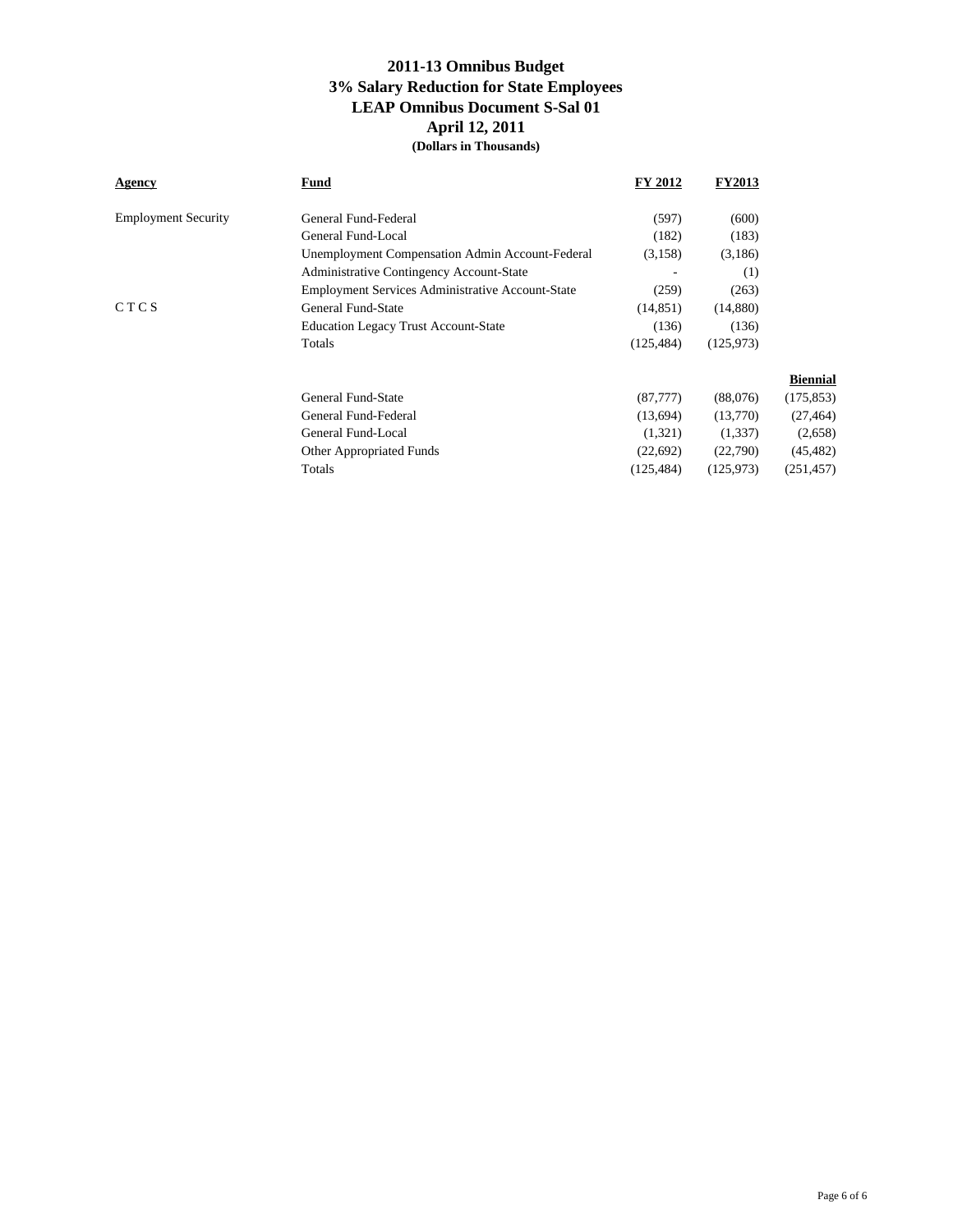# 2011-13 Omnibus Budget
## 3% Salary Reduction for State Employees
## LEAP Omnibus Document S-Sal 01
## April 12, 2011
**(Dollars in Thousands)**

| Agency | Fund | FY 2012 | FY2013 | |
|---|---|---|---|---|
| Employment Security | General Fund-Federal | (597) | (600) | |
| | General Fund-Local | (182) | (183) | |
| | Unemployment Compensation Admin Account-Federal | (3,158) | (3,186) | |
| | Administrative Contingency Account-State | - | (1) | |
| | Employment Services Administrative Account-State | (259) | (263) | |
| C T C S | General Fund-State | (14,851) | (14,880) | |
| | Education Legacy Trust Account-State | (136) | (136) | |
| | Totals | (125,484) | (125,973) | |
| | | | | **Biennial** |
| | General Fund-State | (87,777) | (88,076) | (175,853) |
| | General Fund-Federal | (13,694) | (13,770) | (27,464) |
| | General Fund-Local | (1,321) | (1,337) | (2,658) |
| | Other Appropriated Funds | (22,692) | (22,790) | (45,482) |
| | Totals | (125,484) | (125,973) | (251,457) |